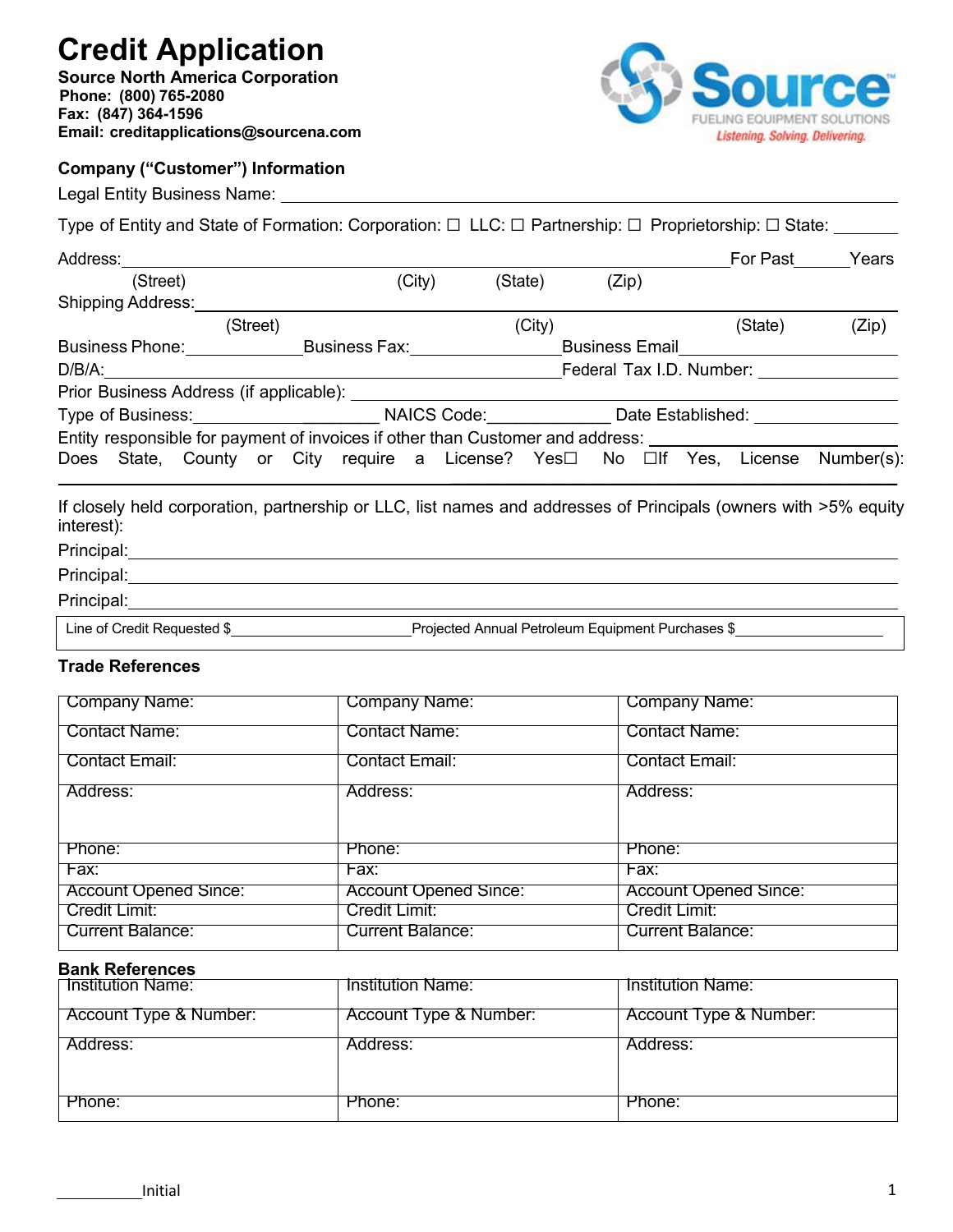# Credit Application

**Source North America Corporation**
**Phone: (800) 765-2080**
**Fax: (847) 364-1596**
**Email: creditapplications@sourcena.com**

Source™ FUELING EQUIPMENT SOLUTIONS *Listening. Solving. Delivering.*

### Company ("Customer") Information

Legal Entity Business Name: ______________________________

Type of Entity and State of Formation: Corporation: ☐ LLC: ☐ Partnership: ☐ Proprietorship: ☐ State: _______

Address: ______________________________ For Past ______ Years
(Street) (City) (State) (Zip)

Shipping Address: ______________________________
(Street) (City) (State) (Zip)

Business Phone: ____________ Business Fax: ______________ Business Email ______________

D/B/A: ______________________________ Federal Tax I.D. Number: ______________

Prior Business Address (if applicable): ______________________________

Type of Business: ____________________ NAICS Code: ____________ Date Established: ______________

Entity responsible for payment of invoices if other than Customer and address: ______________

Does State, County or City require a License? Yes☐ No ☐If Yes, License Number(s): ______________

If closely held corporation, partnership or LLC, list names and addresses of Principals (owners with >5% equity interest):

Principal: ______________________________

Principal: ______________________________

Principal: ______________________________

Line of Credit Requested $ ______________ Projected Annual Petroleum Equipment Purchases $ ______________

### Trade References

| Company Name: | Company Name: | Company Name: |
|---|---|---|
| Contact Name: | Contact Name: | Contact Name: |
| Contact Email: | Contact Email: | Contact Email: |
| Address: | Address: | Address: |
| Phone: | Phone: | Phone: |
| Fax: | Fax: | Fax: |
| Account Opened Since: | Account Opened Since: | Account Opened Since: |
| Credit Limit: | Credit Limit: | Credit Limit: |
| Current Balance: | Current Balance: | Current Balance: |

### Bank References

| Institution Name: | Institution Name: | Institution Name: |
|---|---|---|
| Account Type & Number: | Account Type & Number: | Account Type & Number: |
| Address: | Address: | Address: |
| Phone: | Phone: | Phone: |

__________ Initial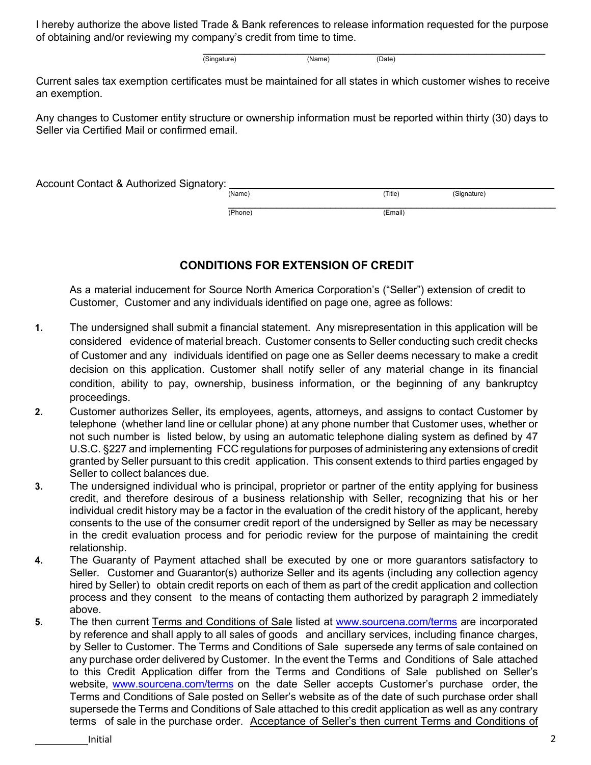I hereby authorize the above listed Trade & Bank references to release information requested for the purpose of obtaining and/or reviewing my company's credit from time to time.

\_\_\_\_\_\_\_\_\_\_\_\_\_\_\_\_\_\_\_\_\_\_\_\_\_\_\_\_\_\_\_\_\_\_\_\_\_\_\_\_\_\_\_\_\_\_\_\_
(Singature) (Name) (Date)

Current sales tax exemption certificates must be maintained for all states in which customer wishes to receive an exemption.

Any changes to Customer entity structure or ownership information must be reported within thirty (30) days to Seller via Certified Mail or confirmed email.

Account Contact & Authorized Signatory: \_\_\_\_\_\_\_\_\_\_\_\_\_\_\_\_\_\_\_\_\_\_\_\_\_\_\_\_\_\_\_\_\_\_\_\_\_\_\_\_\_\_\_\_\_\_\_\_
(Name) (Title) (Signature)

\_\_\_\_\_\_\_\_\_\_\_\_\_\_\_\_\_\_\_\_\_\_\_\_\_\_\_\_\_\_\_\_\_\_\_\_\_\_\_\_\_\_\_\_\_\_\_\_
(Phone) (Email)

## CONDITIONS FOR EXTENSION OF CREDIT

As a material inducement for Source North America Corporation's ("Seller") extension of credit to Customer, Customer and any individuals identified on page one, agree as follows:

1. The undersigned shall submit a financial statement. Any misrepresentation in this application will be considered evidence of material breach. Customer consents to Seller conducting such credit checks of Customer and any individuals identified on page one as Seller deems necessary to make a credit decision on this application. Customer shall notify seller of any material change in its financial condition, ability to pay, ownership, business information, or the beginning of any bankruptcy proceedings.
2. Customer authorizes Seller, its employees, agents, attorneys, and assigns to contact Customer by telephone (whether land line or cellular phone) at any phone number that Customer uses, whether or not such number is listed below, by using an automatic telephone dialing system as defined by 47 U.S.C. §227 and implementing FCC regulations for purposes of administering any extensions of credit granted by Seller pursuant to this credit application. This consent extends to third parties engaged by Seller to collect balances due.
3. The undersigned individual who is principal, proprietor or partner of the entity applying for business credit, and therefore desirous of a business relationship with Seller, recognizing that his or her individual credit history may be a factor in the evaluation of the credit history of the applicant, hereby consents to the use of the consumer credit report of the undersigned by Seller as may be necessary in the credit evaluation process and for periodic review for the purpose of maintaining the credit relationship.
4. The Guaranty of Payment attached shall be executed by one or more guarantors satisfactory to Seller. Customer and Guarantor(s) authorize Seller and its agents (including any collection agency hired by Seller) to obtain credit reports on each of them as part of the credit application and collection process and they consent to the means of contacting them authorized by paragraph 2 immediately above.
5. The then current <u>Terms and Conditions of Sale</u> listed at www.sourcena.com/terms are incorporated by reference and shall apply to all sales of goods and ancillary services, including finance charges, by Seller to Customer. The Terms and Conditions of Sale supersede any terms of sale contained on any purchase order delivered by Customer. In the event the Terms and Conditions of Sale attached to this Credit Application differ from the Terms and Conditions of Sale published on Seller's website, www.sourcena.com/terms on the date Seller accepts Customer's purchase order, the Terms and Conditions of Sale posted on Seller's website as of the date of such purchase order shall supersede the Terms and Conditions of Sale attached to this credit application as well as any contrary terms of sale in the purchase order. <u>Acceptance of Seller's then current Terms and Conditions of</u>

\_\_\_\_\_\_\_\_\_\_ Initial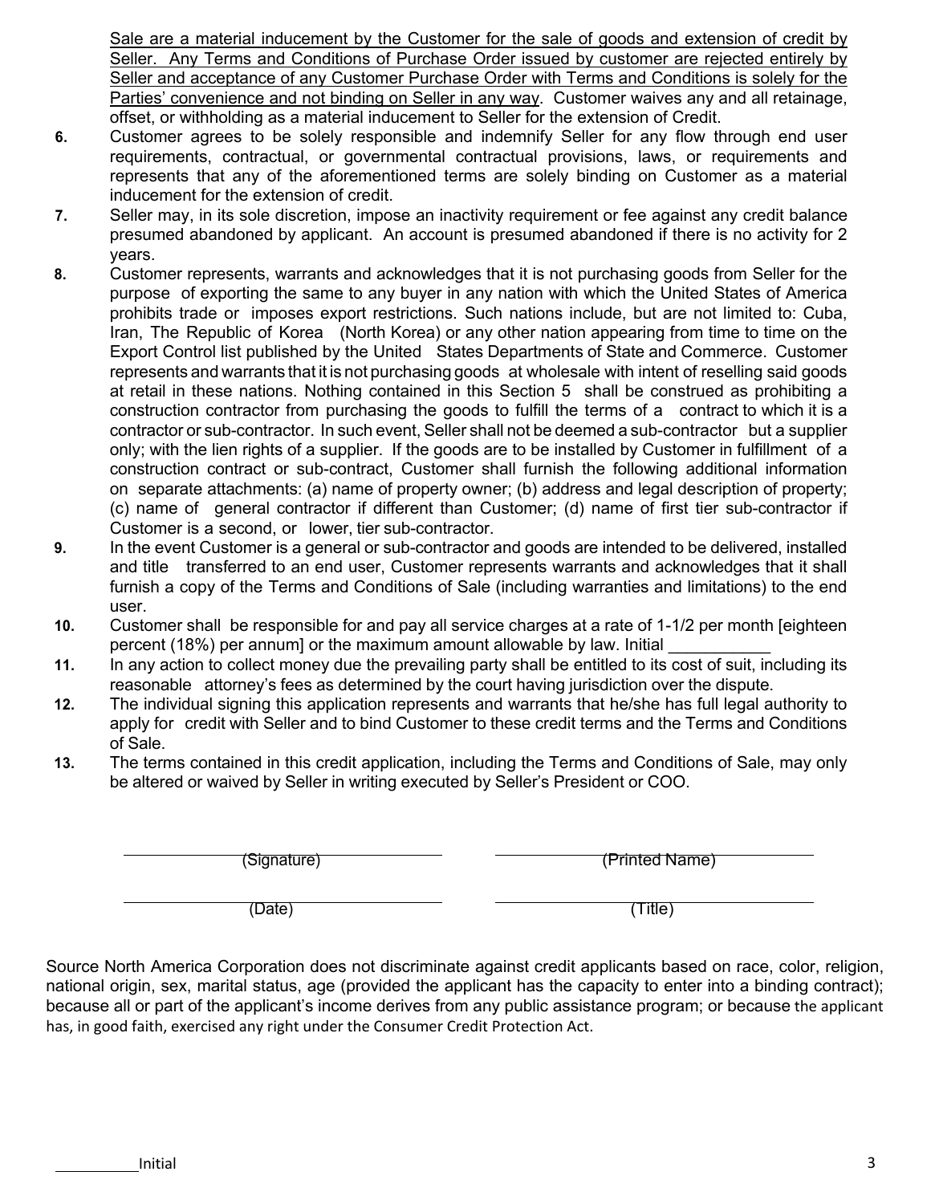Sale are a material inducement by the Customer for the sale of goods and extension of credit by Seller. Any Terms and Conditions of Purchase Order issued by customer are rejected entirely by Seller and acceptance of any Customer Purchase Order with Terms and Conditions is solely for the Parties' convenience and not binding on Seller in any way. Customer waives any and all retainage, offset, or withholding as a material inducement to Seller for the extension of Credit.

6. Customer agrees to be solely responsible and indemnify Seller for any flow through end user requirements, contractual, or governmental contractual provisions, laws, or requirements and represents that any of the aforementioned terms are solely binding on Customer as a material inducement for the extension of credit.
7. Seller may, in its sole discretion, impose an inactivity requirement or fee against any credit balance presumed abandoned by applicant. An account is presumed abandoned if there is no activity for 2 years.
8. Customer represents, warrants and acknowledges that it is not purchasing goods from Seller for the purpose of exporting the same to any buyer in any nation with which the United States of America prohibits trade or imposes export restrictions. Such nations include, but are not limited to: Cuba, Iran, The Republic of Korea (North Korea) or any other nation appearing from time to time on the Export Control list published by the United States Departments of State and Commerce. Customer represents and warrants that it is not purchasing goods at wholesale with intent of reselling said goods at retail in these nations. Nothing contained in this Section 5 shall be construed as prohibiting a construction contractor from purchasing the goods to fulfill the terms of a contract to which it is a contractor or sub-contractor. In such event, Seller shall not be deemed a sub-contractor but a supplier only; with the lien rights of a supplier. If the goods are to be installed by Customer in fulfillment of a construction contract or sub-contract, Customer shall furnish the following additional information on separate attachments: (a) name of property owner; (b) address and legal description of property; (c) name of general contractor if different than Customer; (d) name of first tier sub-contractor if Customer is a second, or lower, tier sub-contractor.
9. In the event Customer is a general or sub-contractor and goods are intended to be delivered, installed and title transferred to an end user, Customer represents warrants and acknowledges that it shall furnish a copy of the Terms and Conditions of Sale (including warranties and limitations) to the end user.
10. Customer shall be responsible for and pay all service charges at a rate of 1-1/2 per month [eighteen percent (18%) per annum] or the maximum amount allowable by law. Initial ___________
11. In any action to collect money due the prevailing party shall be entitled to its cost of suit, including its reasonable attorney's fees as determined by the court having jurisdiction over the dispute.
12. The individual signing this application represents and warrants that he/she has full legal authority to apply for credit with Seller and to bind Customer to these credit terms and the Terms and Conditions of Sale.
13. The terms contained in this credit application, including the Terms and Conditions of Sale, may only be altered or waived by Seller in writing executed by Seller's President or COO.

| | |
|---|---|
| ______________________________ (Signature) | ______________________________ (Printed Name) |
| ______________________________ (Date) | ______________________________ (Title) |

Source North America Corporation does not discriminate against credit applicants based on race, color, religion, national origin, sex, marital status, age (provided the applicant has the capacity to enter into a binding contract); because all or part of the applicant's income derives from any public assistance program; or because the applicant has, in good faith, exercised any right under the Consumer Credit Protection Act.

__________Initial